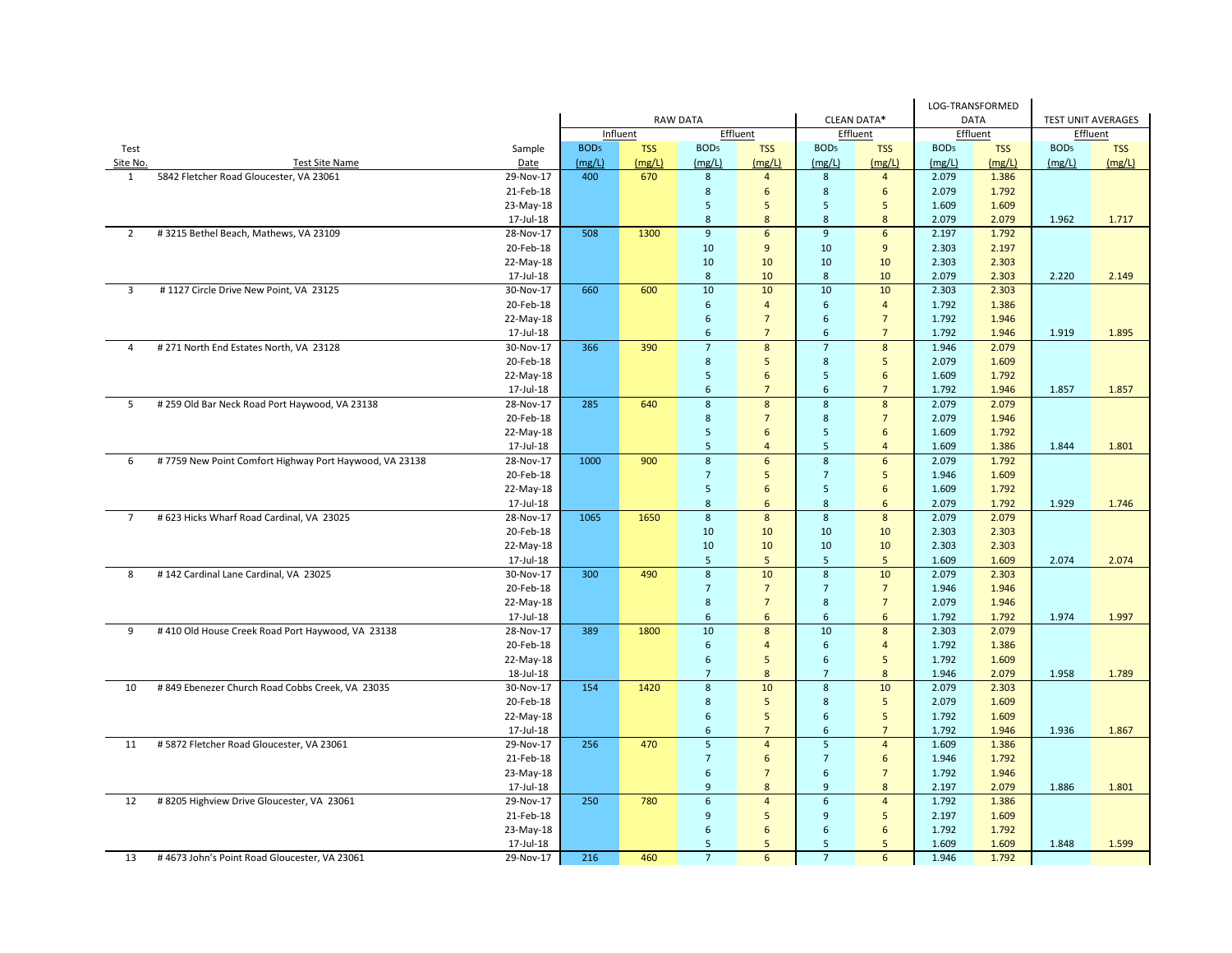| | | | RAW DATA | | | | CLEAN DATA* | | LOG-TRANSFORMED DATA | | TEST UNIT AVERAGES | |
|---|---|---|---|---|---|---|---|---|---|---|---|---|
| | | | Influent | | Effluent | | Effluent | | Effluent | | Effluent | |
| Test Site No. | Test Site Name | Sample Date | $BOD_5$ (mg/L) | TSS (mg/L) | $BOD_5$ (mg/L) | TSS (mg/L) | $BOD_5$ (mg/L) | TSS (mg/L) | $BOD_5$ (mg/L) | TSS (mg/L) | $BOD_5$ (mg/L) | TSS (mg/L) |
| 1 | 5842 Fletcher Road Gloucester, VA 23061 | 29-Nov-17 | 400 | 670 | 8 | 4 | 8 | 4 | 2.079 | 1.386 | | |
| | | 21-Feb-18 | | | 8 | 6 | 8 | 6 | 2.079 | 1.792 | | |
| | | 23-May-18 | | | 5 | 5 | 5 | 5 | 1.609 | 1.609 | | |
| | | 17-Jul-18 | | | 8 | 8 | 8 | 8 | 2.079 | 2.079 | 1.962 | 1.717 |
| 2 | # 3215 Bethel Beach, Mathews, VA 23109 | 28-Nov-17 | 508 | 1300 | 9 | 6 | 9 | 6 | 2.197 | 1.792 | | |
| | | 20-Feb-18 | | | 10 | 9 | 10 | 9 | 2.303 | 2.197 | | |
| | | 22-May-18 | | | 10 | 10 | 10 | 10 | 2.303 | 2.303 | | |
| | | 17-Jul-18 | | | 8 | 10 | 8 | 10 | 2.079 | 2.303 | 2.220 | 2.149 |
| 3 | # 1127 Circle Drive New Point, VA 23125 | 30-Nov-17 | 660 | 600 | 10 | 10 | 10 | 10 | 2.303 | 2.303 | | |
| | | 20-Feb-18 | | | 6 | 4 | 6 | 4 | 1.792 | 1.386 | | |
| | | 22-May-18 | | | 6 | 7 | 6 | 7 | 1.792 | 1.946 | | |
| | | 17-Jul-18 | | | 6 | 7 | 6 | 7 | 1.792 | 1.946 | 1.919 | 1.895 |
| 4 | # 271 North End Estates North, VA 23128 | 30-Nov-17 | 366 | 390 | 7 | 8 | 7 | 8 | 1.946 | 2.079 | | |
| | | 20-Feb-18 | | | 8 | 5 | 8 | 5 | 2.079 | 1.609 | | |
| | | 22-May-18 | | | 5 | 6 | 5 | 6 | 1.609 | 1.792 | | |
| | | 17-Jul-18 | | | 6 | 7 | 6 | 7 | 1.792 | 1.946 | 1.857 | 1.857 |
| 5 | # 259 Old Bar Neck Road Port Haywood, VA 23138 | 28-Nov-17 | 285 | 640 | 8 | 8 | 8 | 8 | 2.079 | 2.079 | | |
| | | 20-Feb-18 | | | 8 | 7 | 8 | 7 | 2.079 | 1.946 | | |
| | | 22-May-18 | | | 5 | 6 | 5 | 6 | 1.609 | 1.792 | | |
| | | 17-Jul-18 | | | 5 | 4 | 5 | 4 | 1.609 | 1.386 | 1.844 | 1.801 |
| 6 | # 7759 New Point Comfort Highway Port Haywood, VA 23138 | 28-Nov-17 | 1000 | 900 | 8 | 6 | 8 | 6 | 2.079 | 1.792 | | |
| | | 20-Feb-18 | | | 7 | 5 | 7 | 5 | 1.946 | 1.609 | | |
| | | 22-May-18 | | | 5 | 6 | 5 | 6 | 1.609 | 1.792 | | |
| | | 17-Jul-18 | | | 8 | 6 | 8 | 6 | 2.079 | 1.792 | 1.929 | 1.746 |
| 7 | # 623 Hicks Wharf Road Cardinal, VA 23025 | 28-Nov-17 | 1065 | 1650 | 8 | 8 | 8 | 8 | 2.079 | 2.079 | | |
| | | 20-Feb-18 | | | 10 | 10 | 10 | 10 | 2.303 | 2.303 | | |
| | | 22-May-18 | | | 10 | 10 | 10 | 10 | 2.303 | 2.303 | | |
| | | 17-Jul-18 | | | 5 | 5 | 5 | 5 | 1.609 | 1.609 | 2.074 | 2.074 |
| 8 | # 142 Cardinal Lane Cardinal, VA 23025 | 30-Nov-17 | 300 | 490 | 8 | 10 | 8 | 10 | 2.079 | 2.303 | | |
| | | 20-Feb-18 | | | 7 | 7 | 7 | 7 | 1.946 | 1.946 | | |
| | | 22-May-18 | | | 8 | 7 | 8 | 7 | 2.079 | 1.946 | | |
| | | 17-Jul-18 | | | 6 | 6 | 6 | 6 | 1.792 | 1.792 | 1.974 | 1.997 |
| 9 | # 410 Old House Creek Road Port Haywood, VA 23138 | 28-Nov-17 | 389 | 1800 | 10 | 8 | 10 | 8 | 2.303 | 2.079 | | |
| | | 20-Feb-18 | | | 6 | 4 | 6 | 4 | 1.792 | 1.386 | | |
| | | 22-May-18 | | | 6 | 5 | 6 | 5 | 1.792 | 1.609 | | |
| | | 18-Jul-18 | | | 7 | 8 | 7 | 8 | 1.946 | 2.079 | 1.958 | 1.789 |
| 10 | # 849 Ebenezer Church Road Cobbs Creek, VA 23035 | 30-Nov-17 | 154 | 1420 | 8 | 10 | 8 | 10 | 2.079 | 2.303 | | |
| | | 20-Feb-18 | | | 8 | 5 | 8 | 5 | 2.079 | 1.609 | | |
| | | 22-May-18 | | | 6 | 5 | 6 | 5 | 1.792 | 1.609 | | |
| | | 17-Jul-18 | | | 6 | 7 | 6 | 7 | 1.792 | 1.946 | 1.936 | 1.867 |
| 11 | # 5872 Fletcher Road Gloucester, VA 23061 | 29-Nov-17 | 256 | 470 | 5 | 4 | 5 | 4 | 1.609 | 1.386 | | |
| | | 21-Feb-18 | | | 7 | 6 | 7 | 6 | 1.946 | 1.792 | | |
| | | 23-May-18 | | | 6 | 7 | 6 | 7 | 1.792 | 1.946 | | |
| | | 17-Jul-18 | | | 9 | 8 | 9 | 8 | 2.197 | 2.079 | 1.886 | 1.801 |
| 12 | # 8205 Highview Drive Gloucester, VA 23061 | 29-Nov-17 | 250 | 780 | 6 | 4 | 6 | 4 | 1.792 | 1.386 | | |
| | | 21-Feb-18 | | | 9 | 5 | 9 | 5 | 2.197 | 1.609 | | |
| | | 23-May-18 | | | 6 | 6 | 6 | 6 | 1.792 | 1.792 | | |
| | | 17-Jul-18 | | | 5 | 5 | 5 | 5 | 1.609 | 1.609 | 1.848 | 1.599 |
| 13 | # 4673 John's Point Road Gloucester, VA 23061 | 29-Nov-17 | 216 | 460 | 7 | 6 | 7 | 6 | 1.946 | 1.792 | | |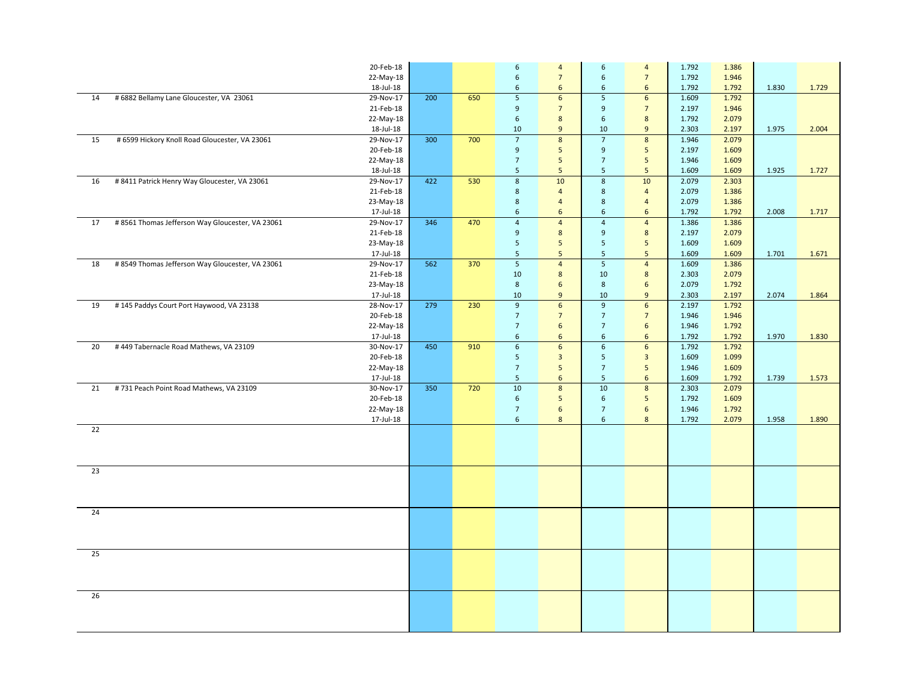| | | | | | | | | | | | | | |
|---|---|---|---|---|---|---|---|---|---|---|---|---|---|
| | | 20-Feb-18 | | | 6 | 4 | 6 | 4 | 1.792 | 1.386 | | |
| | | 22-May-18 | | | 6 | 7 | 6 | 7 | 1.792 | 1.946 | | |
| | | 18-Jul-18 | | | 6 | 6 | 6 | 6 | 1.792 | 1.792 | 1.830 | 1.729 |
| 14 | # 6882 Bellamy Lane Gloucester, VA 23061 | 29-Nov-17 | 200 | 650 | 5 | 6 | 5 | 6 | 1.609 | 1.792 | | |
| | | 21-Feb-18 | | | 9 | 7 | 9 | 7 | 2.197 | 1.946 | | |
| | | 22-May-18 | | | 6 | 8 | 6 | 8 | 1.792 | 2.079 | | |
| | | 18-Jul-18 | | | 10 | 9 | 10 | 9 | 2.303 | 2.197 | 1.975 | 2.004 |
| 15 | # 6599 Hickory Knoll Road Gloucester, VA 23061 | 29-Nov-17 | 300 | 700 | 7 | 8 | 7 | 8 | 1.946 | 2.079 | | |
| | | 20-Feb-18 | | | 9 | 5 | 9 | 5 | 2.197 | 1.609 | | |
| | | 22-May-18 | | | 7 | 5 | 7 | 5 | 1.946 | 1.609 | | |
| | | 18-Jul-18 | | | 5 | 5 | 5 | 5 | 1.609 | 1.609 | 1.925 | 1.727 |
| 16 | # 8411 Patrick Henry Way Gloucester, VA 23061 | 29-Nov-17 | 422 | 530 | 8 | 10 | 8 | 10 | 2.079 | 2.303 | | |
| | | 21-Feb-18 | | | 8 | 4 | 8 | 4 | 2.079 | 1.386 | | |
| | | 23-May-18 | | | 8 | 4 | 8 | 4 | 2.079 | 1.386 | | |
| | | 17-Jul-18 | | | 6 | 6 | 6 | 6 | 1.792 | 1.792 | 2.008 | 1.717 |
| 17 | # 8561 Thomas Jefferson Way Gloucester, VA 23061 | 29-Nov-17 | 346 | 470 | 4 | 4 | 4 | 4 | 1.386 | 1.386 | | |
| | | 21-Feb-18 | | | 9 | 8 | 9 | 8 | 2.197 | 2.079 | | |
| | | 23-May-18 | | | 5 | 5 | 5 | 5 | 1.609 | 1.609 | | |
| | | 17-Jul-18 | | | 5 | 5 | 5 | 5 | 1.609 | 1.609 | 1.701 | 1.671 |
| 18 | # 8549 Thomas Jefferson Way Gloucester, VA 23061 | 29-Nov-17 | 562 | 370 | 5 | 4 | 5 | 4 | 1.609 | 1.386 | | |
| | | 21-Feb-18 | | | 10 | 8 | 10 | 8 | 2.303 | 2.079 | | |
| | | 23-May-18 | | | 8 | 6 | 8 | 6 | 2.079 | 1.792 | | |
| | | 17-Jul-18 | | | 10 | 9 | 10 | 9 | 2.303 | 2.197 | 2.074 | 1.864 |
| 19 | # 145 Paddys Court Port Haywood, VA 23138 | 28-Nov-17 | 279 | 230 | 9 | 6 | 9 | 6 | 2.197 | 1.792 | | |
| | | 20-Feb-18 | | | 7 | 7 | 7 | 7 | 1.946 | 1.946 | | |
| | | 22-May-18 | | | 7 | 6 | 7 | 6 | 1.946 | 1.792 | | |
| | | 17-Jul-18 | | | 6 | 6 | 6 | 6 | 1.792 | 1.792 | 1.970 | 1.830 |
| 20 | # 449 Tabernacle Road Mathews, VA 23109 | 30-Nov-17 | 450 | 910 | 6 | 6 | 6 | 6 | 1.792 | 1.792 | | |
| | | 20-Feb-18 | | | 5 | 3 | 5 | 3 | 1.609 | 1.099 | | |
| | | 22-May-18 | | | 7 | 5 | 7 | 5 | 1.946 | 1.609 | | |
| | | 17-Jul-18 | | | 5 | 6 | 5 | 6 | 1.609 | 1.792 | 1.739 | 1.573 |
| 21 | # 731 Peach Point Road Mathews, VA 23109 | 30-Nov-17 | 350 | 720 | 10 | 8 | 10 | 8 | 2.303 | 2.079 | | |
| | | 20-Feb-18 | | | 6 | 5 | 6 | 5 | 1.792 | 1.609 | | |
| | | 22-May-18 | | | 7 | 6 | 7 | 6 | 1.946 | 1.792 | | |
| | | 17-Jul-18 | | | 6 | 8 | 6 | 8 | 1.792 | 2.079 | 1.958 | 1.890 |
| 22 | | | | | | | | | | | | |
| 23 | | | | | | | | | | | | |
| 24 | | | | | | | | | | | | |
| 25 | | | | | | | | | | | | |
| 26 | | | | | | | | | | | | |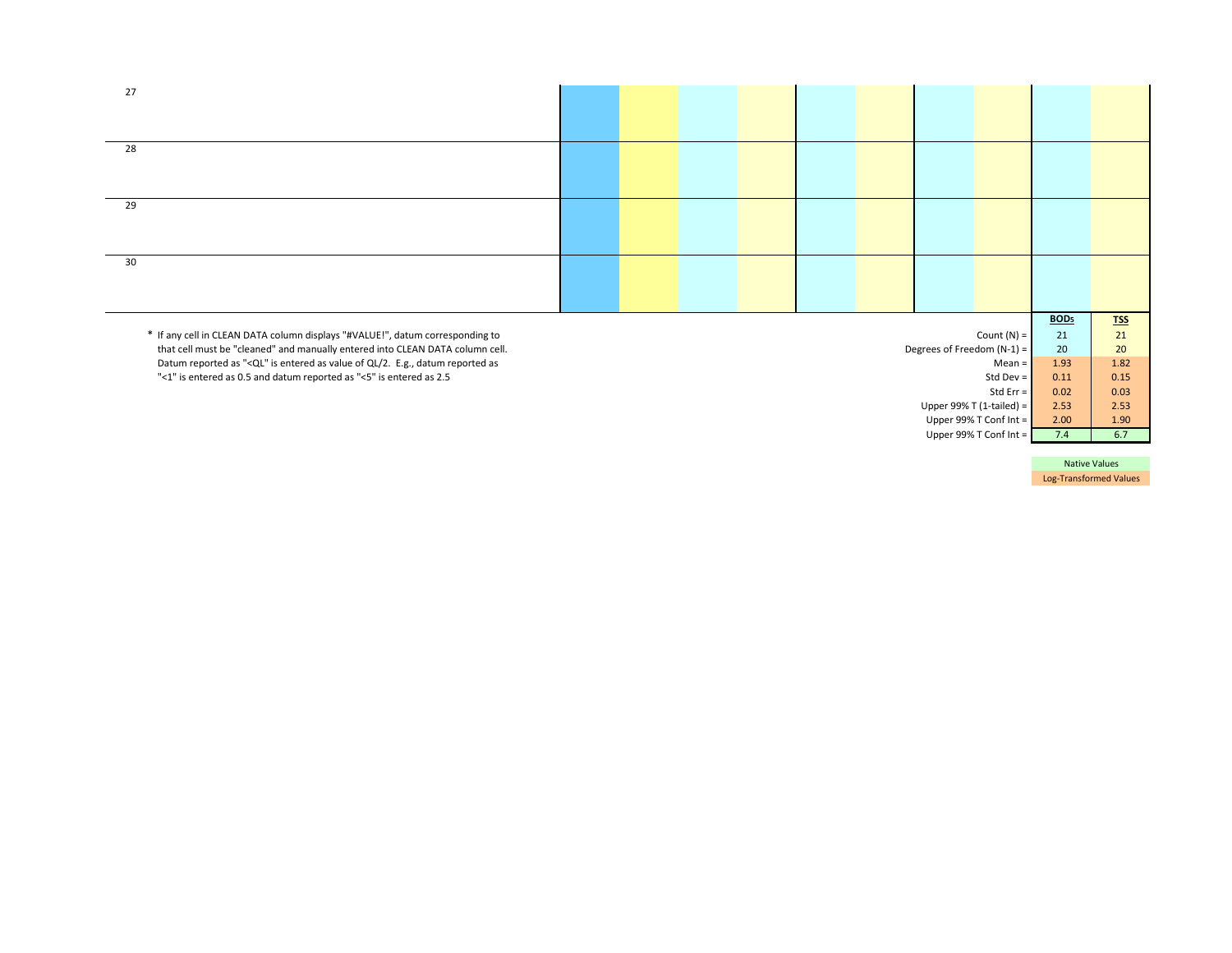| | | | | | | | | | | |
|---|---|---|---|---|---|---|---|---|---|---|
| 27 | | | | | | | | | | |
| 28 | | | | | | | | | | |
| 29 | | | | | | | | | | |
| 30 | | | | | | | | | | |

\* If any cell in CLEAN DATA column displays "#VALUE!", datum corresponding to that cell must be "cleaned" and manually entered into CLEAN DATA column cell. Datum reported as "<QL" is entered as value of QL/2. E.g., datum reported as "<1" is entered as 0.5 and datum reported as "<5" is entered as 2.5

| | $BOD_5$ | TSS |
|---|---|---|
| Count (N) = | 21 | 21 |
| Degrees of Freedom (N-1) = | 20 | 20 |
| Mean = | 1.93 | 1.82 |
| Std Dev = | 0.11 | 0.15 |
| Std Err = | 0.02 | 0.03 |
| Upper 99% T (1-tailed) = | 2.53 | 2.53 |
| Upper 99% T Conf Int = | 2.00 | 1.90 |
| Upper 99% T Conf Int = | 7.4 | 6.7 |

Native Values

Log-Transformed Values